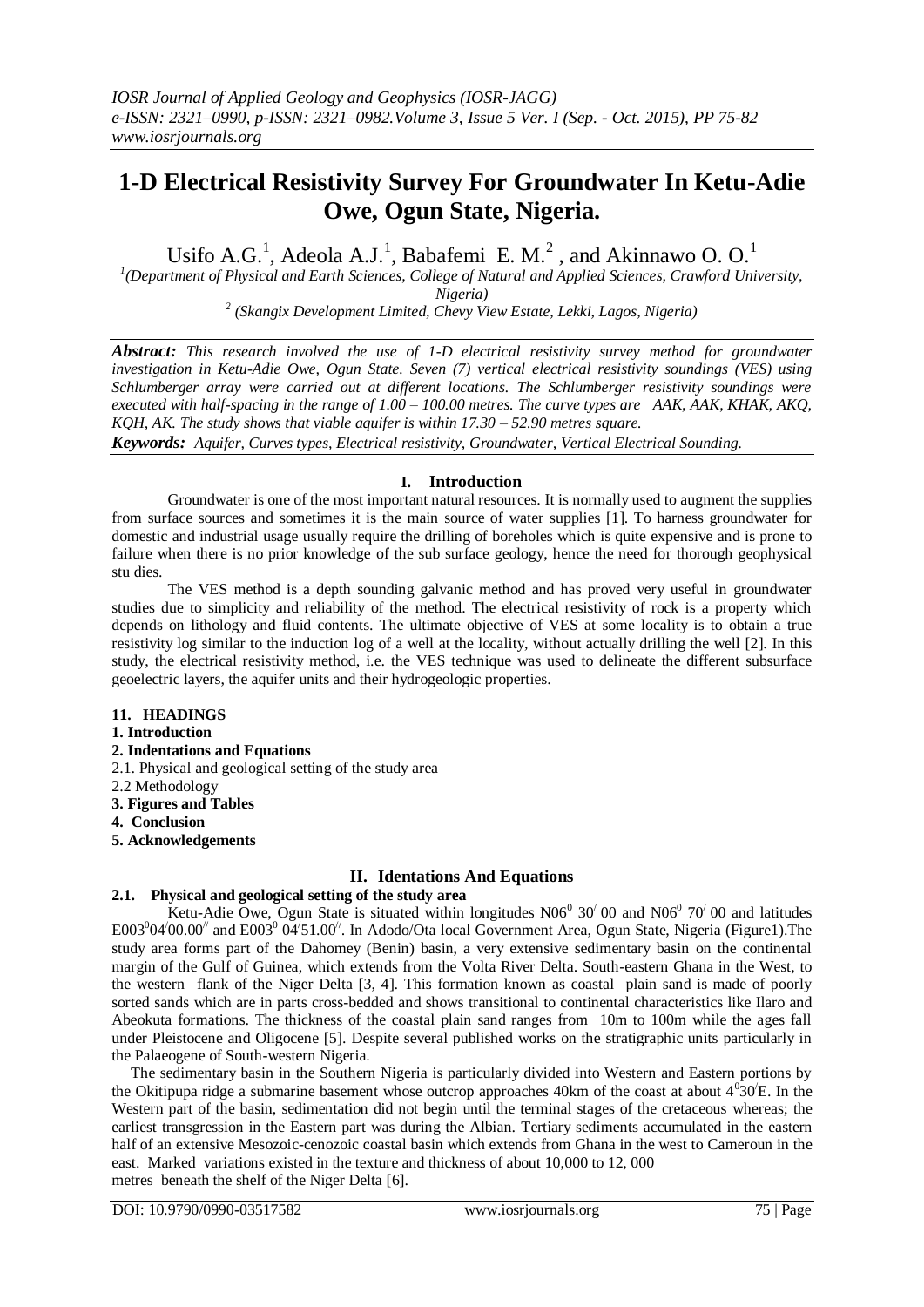# 1-D Electrical Resistivity Survey For Groundwater In Ketu-Adie Owe, Ogun State, Nigeria.

Usifo A.G.[1], Adeola A.J.[1], Babafemi E. M.[2], and Akinnawo O. O.[1]

[1](Department of Physical and Earth Sciences, College of Natural and Applied Sciences, Crawford University, Nigeria)

[2] (Skangix Development Limited, Chevy View Estate, Lekki, Lagos, Nigeria)

***Abstract:*** *This research involved the use of 1-D electrical resistivity survey method for groundwater investigation in Ketu-Adie Owe, Ogun State. Seven (7) vertical electrical resistivity soundings (VES) using Schlumberger array were carried out at different locations. The Schlumberger resistivity soundings were executed with half-spacing in the range of 1.00 – 100.00 metres. The curve types are AAK, AAK, KHAK, AKQ, KQH, AK. The study shows that viable aquifer is within 17.30 – 52.90 metres square.*

***Keywords:*** *Aquifer, Curves types, Electrical resistivity, Groundwater, Vertical Electrical Sounding.*

## I. Introduction

Groundwater is one of the most important natural resources. It is normally used to augment the supplies from surface sources and sometimes it is the main source of water supplies [1]. To harness groundwater for domestic and industrial usage usually require the drilling of boreholes which is quite expensive and is prone to failure when there is no prior knowledge of the sub surface geology, hence the need for thorough geophysical stu dies.

The VES method is a depth sounding galvanic method and has proved very useful in groundwater studies due to simplicity and reliability of the method. The electrical resistivity of rock is a property which depends on lithology and fluid contents. The ultimate objective of VES at some locality is to obtain a true resistivity log similar to the induction log of a well at the locality, without actually drilling the well [2]. In this study, the electrical resistivity method, i.e. the VES technique was used to delineate the different subsurface geoelectric layers, the aquifer units and their hydrogeologic properties.

**11. HEADINGS**

**1. Introduction**

**2. Indentations and Equations**

2.1. Physical and geological setting of the study area

2.2 Methodology

**3. Figures and Tables**

**4. Conclusion**

**5. Acknowledgements**

## II. Identations And Equations

### 2.1. Physical and geological setting of the study area

Ketu-Adie Owe, Ogun State is situated within longitudes N06$^{0}$ 30$^{/}$ 00 and N06$^{0}$ 70$^{/}$ 00 and latitudes E003$^{0}$04$^{/}$00.00$^{//}$ and E003$^{0}$ 04$^{/}$51.00$^{//}$. In Adodo/Ota local Government Area, Ogun State, Nigeria (Figure1).The study area forms part of the Dahomey (Benin) basin, a very extensive sedimentary basin on the continental margin of the Gulf of Guinea, which extends from the Volta River Delta. South-eastern Ghana in the West, to the western flank of the Niger Delta [3, 4]. This formation known as coastal plain sand is made of poorly sorted sands which are in parts cross-bedded and shows transitional to continental characteristics like Ilaro and Abeokuta formations. The thickness of the coastal plain sand ranges from 10m to 100m while the ages fall under Pleistocene and Oligocene [5]. Despite several published works on the stratigraphic units particularly in the Palaeogene of South-western Nigeria.

The sedimentary basin in the Southern Nigeria is particularly divided into Western and Eastern portions by the Okitipupa ridge a submarine basement whose outcrop approaches 40km of the coast at about 4$^{0}$30$^{/}$E. In the Western part of the basin, sedimentation did not begin until the terminal stages of the cretaceous whereas; the earliest transgression in the Eastern part was during the Albian. Tertiary sediments accumulated in the eastern half of an extensive Mesozoic-cenozoic coastal basin which extends from Ghana in the west to Cameroun in the east. Marked variations existed in the texture and thickness of about 10,000 to 12, 000 metres beneath the shelf of the Niger Delta [6].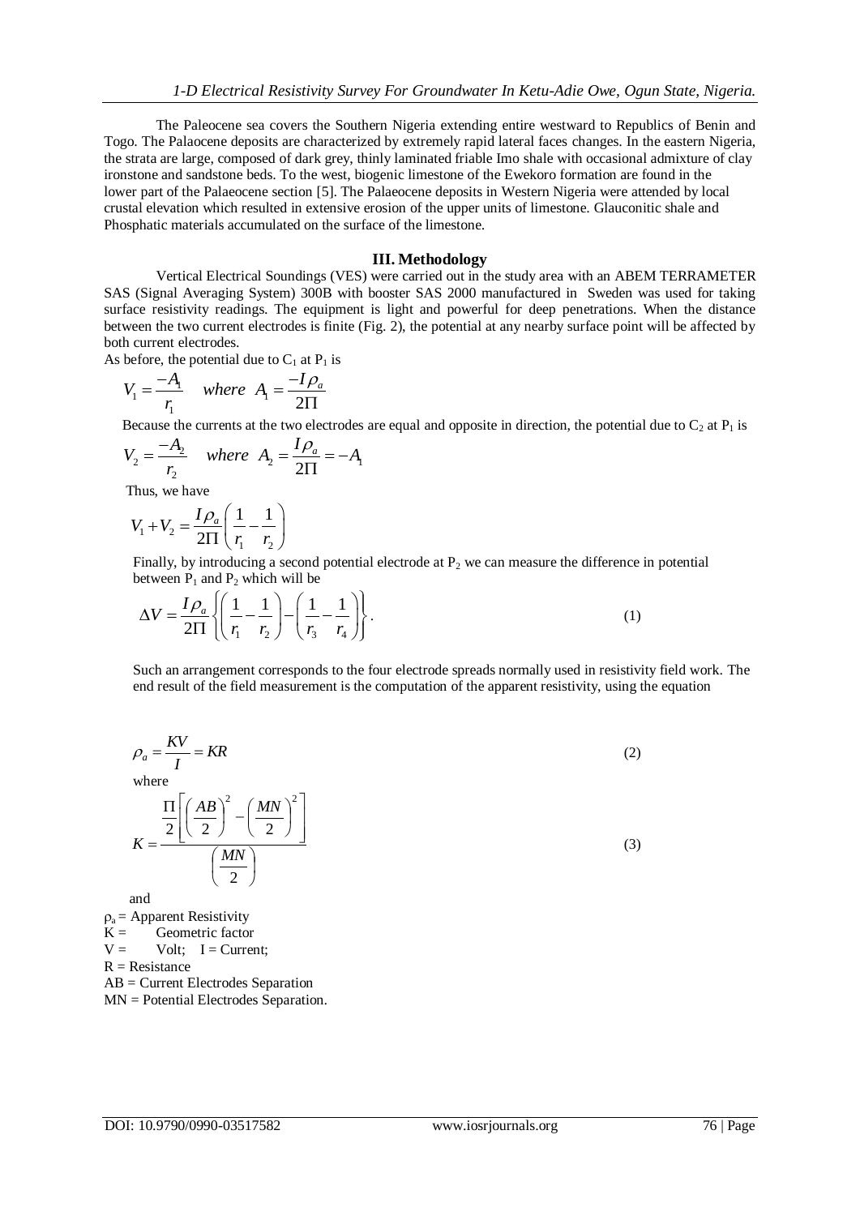The Paleocene sea covers the Southern Nigeria extending entire westward to Republics of Benin and Togo. The Palaocene deposits are characterized by extremely rapid lateral faces changes. In the eastern Nigeria, the strata are large, composed of dark grey, thinly laminated friable Imo shale with occasional admixture of clay ironstone and sandstone beds. To the west, biogenic limestone of the Ewekoro formation are found in the lower part of the Palaeocene section [5]. The Palaeocene deposits in Western Nigeria were attended by local crustal elevation which resulted in extensive erosion of the upper units of limestone. Glauconitic shale and Phosphatic materials accumulated on the surface of the limestone.

## III. Methodology

Vertical Electrical Soundings (VES) were carried out in the study area with an ABEM TERRAMETER SAS (Signal Averaging System) 300B with booster SAS 2000 manufactured in Sweden was used for taking surface resistivity readings. The equipment is light and powerful for deep penetrations. When the distance between the two current electrodes is finite (Fig. 2), the potential at any nearby surface point will be affected by both current electrodes.

As before, the potential due to $C_1$ at $P_1$ is

$$V_1 = \frac{-A_1}{r_1} \quad where \;\; A_1 = \frac{-I\rho_a}{2\Pi}$$

Because the currents at the two electrodes are equal and opposite in direction, the potential due to $C_2$ at $P_1$ is

$$V_2 = \frac{-A_2}{r_2} \quad where \;\; A_2 = \frac{I\rho_a}{2\Pi} = -A_1$$

Thus, we have

$$V_1 + V_2 = \frac{I\rho_a}{2\Pi}\left(\frac{1}{r_1} - \frac{1}{r_2}\right)$$

Finally, by introducing a second potential electrode at $P_2$ we can measure the difference in potential between $P_1$ and $P_2$ which will be

$$\Delta V = \frac{I\rho_a}{2\Pi}\left\{\left(\frac{1}{r_1} - \frac{1}{r_2}\right) - \left(\frac{1}{r_3} - \frac{1}{r_4}\right)\right\}. \tag{1}$$

Such an arrangement corresponds to the four electrode spreads normally used in resistivity field work. The end result of the field measurement is the computation of the apparent resistivity, using the equation

$$\rho_a = \frac{KV}{I} = KR \tag{2}$$

where

$$K = \frac{\frac{\Pi}{2}\left[\left(\frac{AB}{2}\right)^2 - \left(\frac{MN}{2}\right)^2\right]}{\left(\frac{MN}{2}\right)} \tag{3}$$

and

$\rho_a$ = Apparent Resistivity
K = Geometric factor
V = Volt; I = Current;
R = Resistance
AB = Current Electrodes Separation
MN = Potential Electrodes Separation.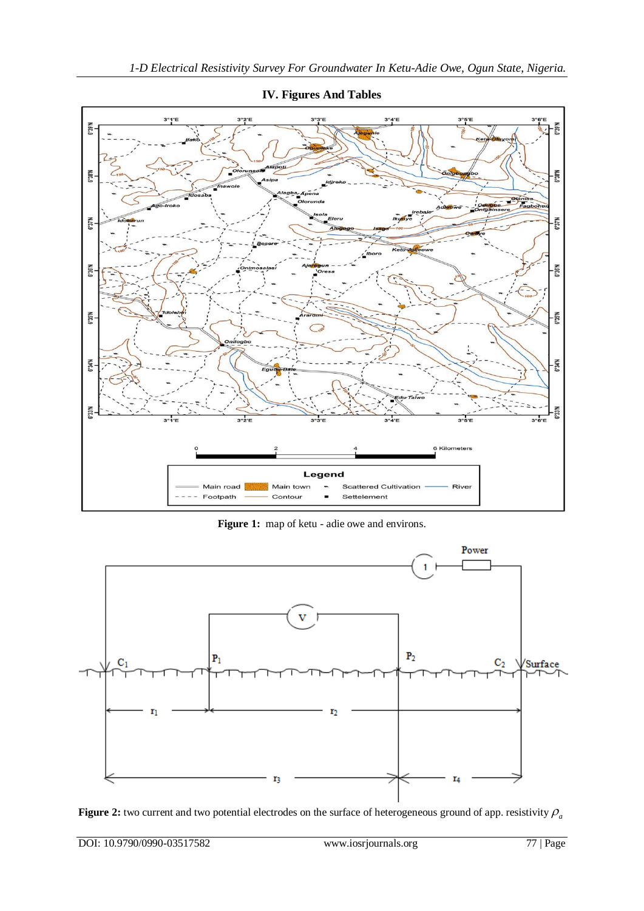## IV. Figures And Tables

**Figure 1:** map of ketu - adie owe and environs.

**Figure 2:** two current and two potential electrodes on the surface of heterogeneous ground of app. resistivity $\rho_a$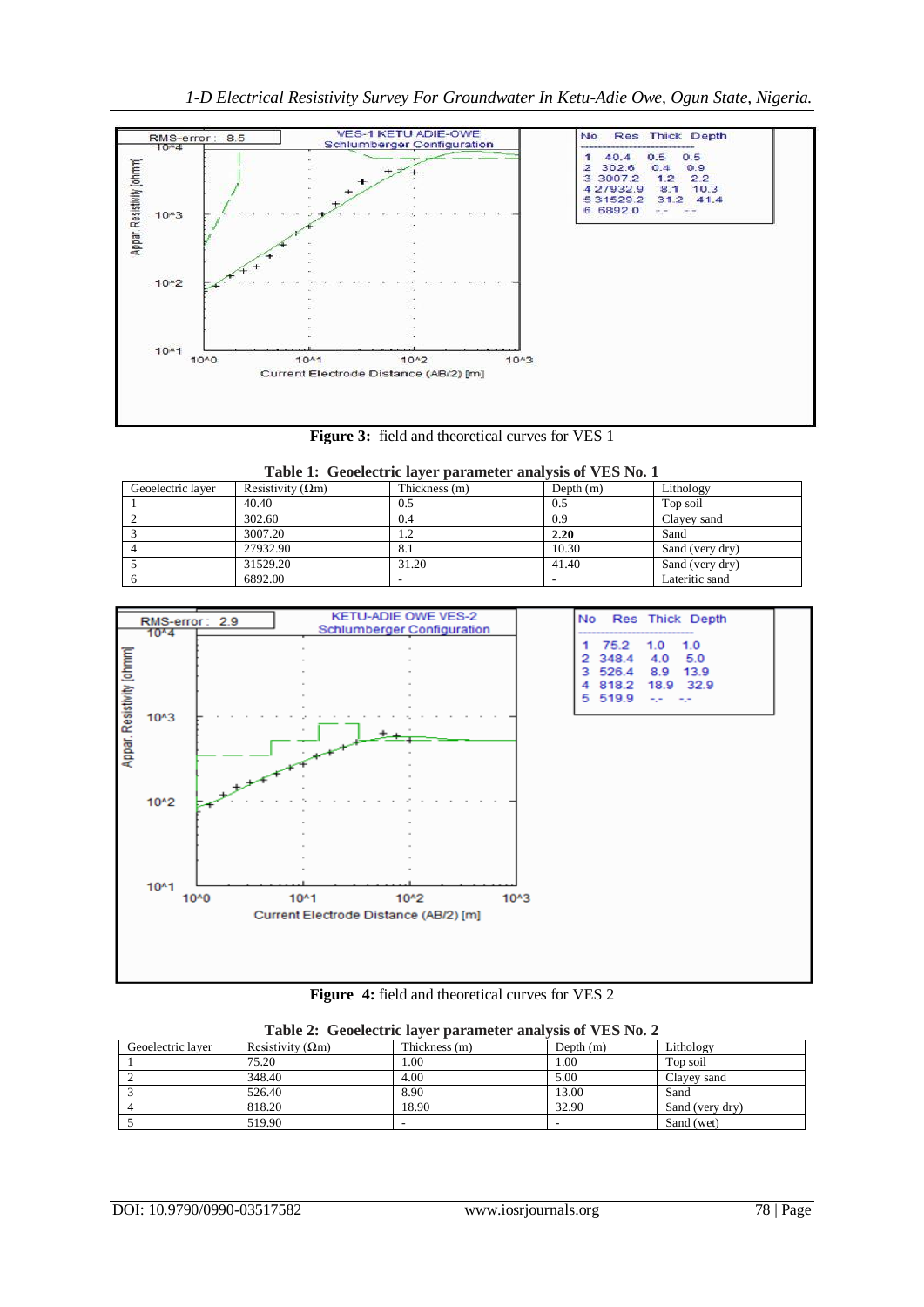Figure 3: field and theoretical curves for VES 1

**Table 1: Geoelectric layer parameter analysis of VES No. 1**

| Geoelectric layer | Resistivity (Ωm) | Thickness (m) | Depth (m) | Lithology |
|---|---|---|---|---|
| 1 | 40.40 | 0.5 | 0.5 | Top soil |
| 2 | 302.60 | 0.4 | 0.9 | Clayey sand |
| 3 | 3007.20 | 1.2 | **2.20** | Sand |
| 4 | 27932.90 | 8.1 | 10.30 | Sand (very dry) |
| 5 | 31529.20 | 31.20 | 41.40 | Sand (very dry) |
| 6 | 6892.00 | - | - | Lateritic sand |

Figure 4: field and theoretical curves for VES 2

**Table 2: Geoelectric layer parameter analysis of VES No. 2**

| Geoelectric layer | Resistivity (Ωm) | Thickness (m) | Depth (m) | Lithology |
|---|---|---|---|---|
| 1 | 75.20 | 1.00 | 1.00 | Top soil |
| 2 | 348.40 | 4.00 | 5.00 | Clayey sand |
| 3 | 526.40 | 8.90 | 13.00 | Sand |
| 4 | 818.20 | 18.90 | 32.90 | Sand (very dry) |
| 5 | 519.90 | - | - | Sand (wet) |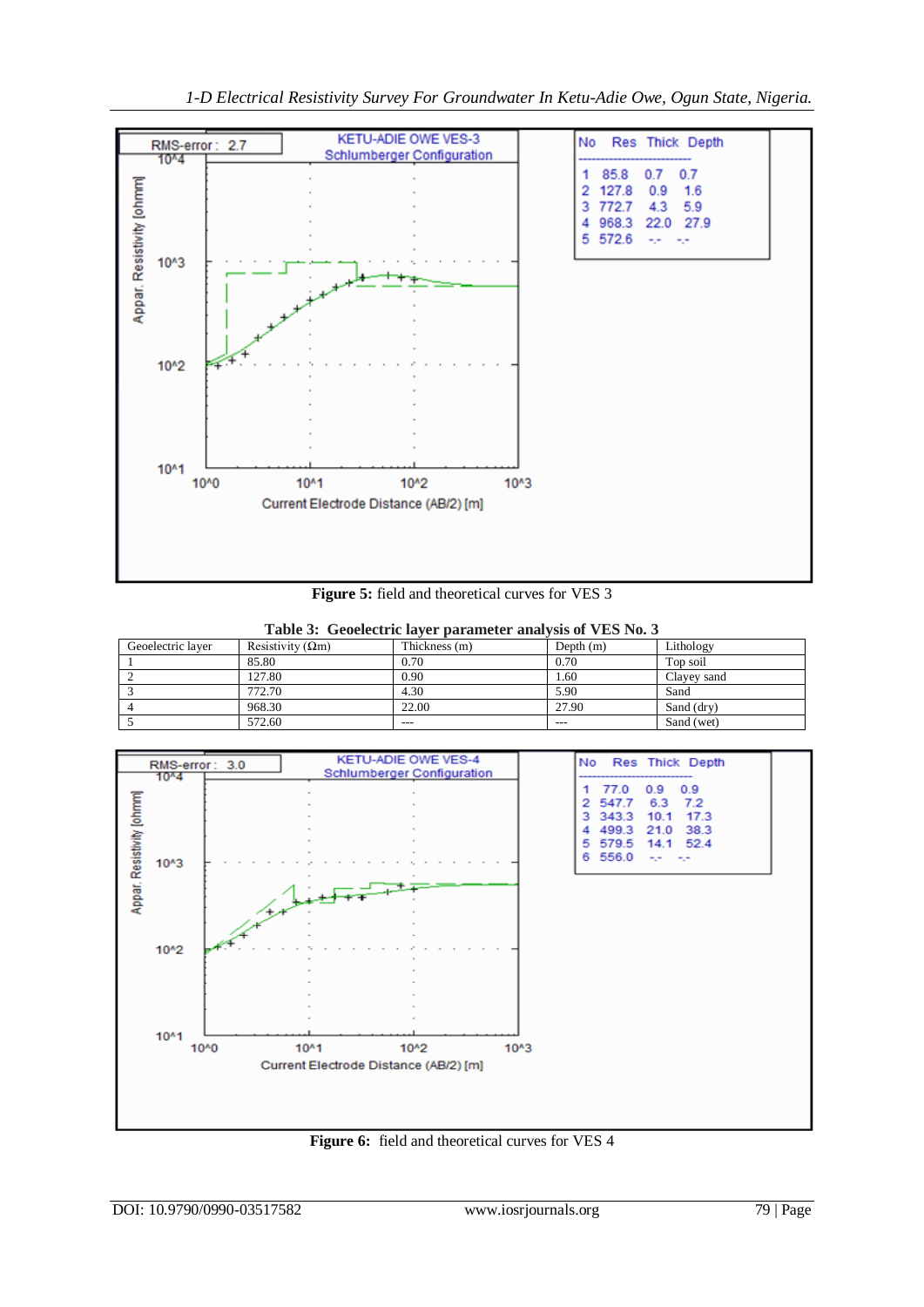Figure 5: field and theoretical curves for VES 3

**Table 3: Geoelectric layer parameter analysis of VES No. 3**

| Geoelectric layer | Resistivity (Ωm) | Thickness (m) | Depth (m) | Lithology |
|---|---|---|---|---|
| 1 | 85.80 | 0.70 | 0.70 | Top soil |
| 2 | 127.80 | 0.90 | 1.60 | Clayey sand |
| 3 | 772.70 | 4.30 | 5.90 | Sand |
| 4 | 968.30 | 22.00 | 27.90 | Sand (dry) |
| 5 | 572.60 | --- | --- | Sand (wet) |

Figure 6: field and theoretical curves for VES 4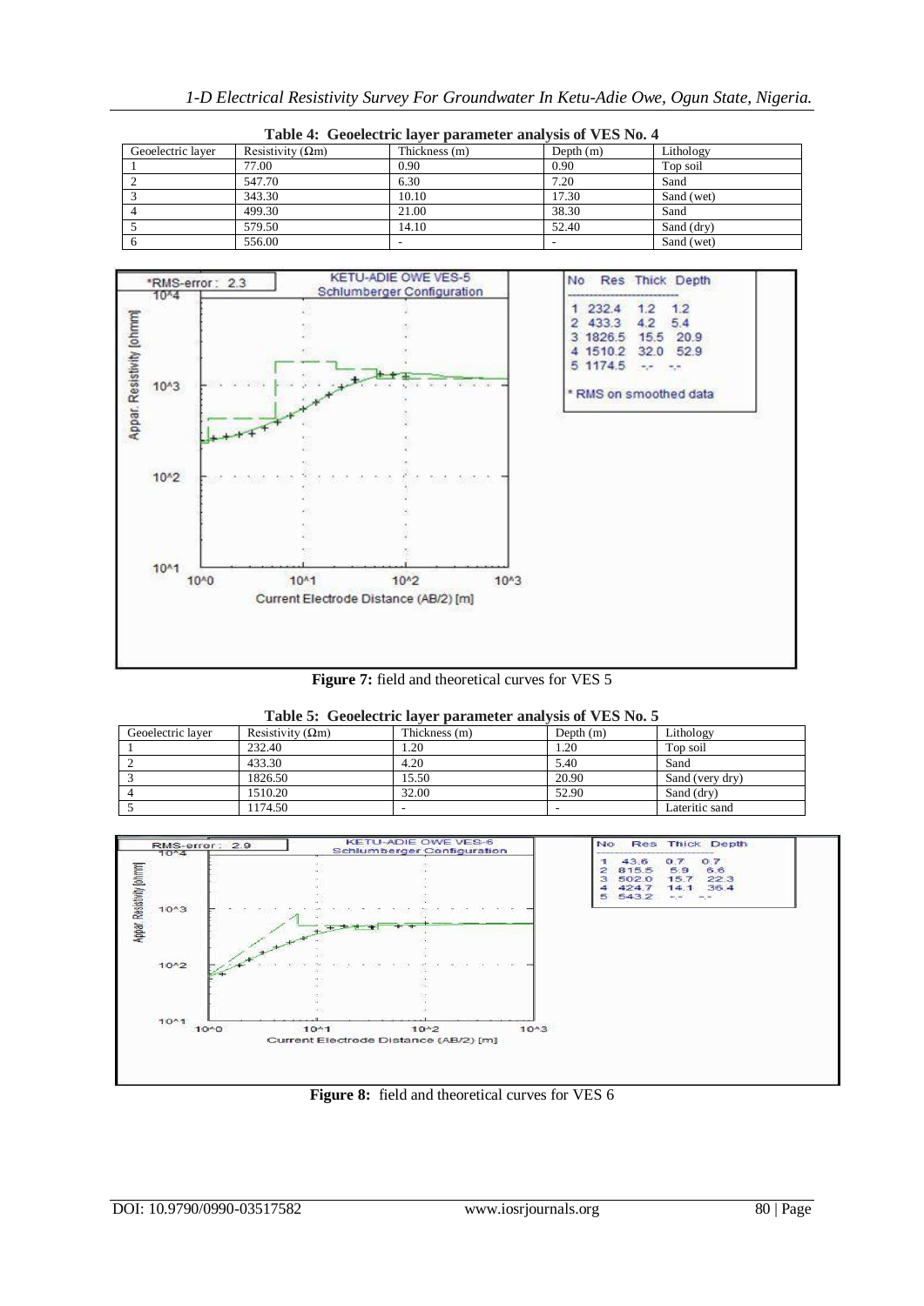**Table 4: Geoelectric layer parameter analysis of VES No. 4**

| Geoelectric layer | Resistivity (Ωm) | Thickness (m) | Depth (m) | Lithology |
|---|---|---|---|---|
| 1 | 77.00 | 0.90 | 0.90 | Top soil |
| 2 | 547.70 | 6.30 | 7.20 | Sand |
| 3 | 343.30 | 10.10 | 17.30 | Sand (wet) |
| 4 | 499.30 | 21.00 | 38.30 | Sand |
| 5 | 579.50 | 14.10 | 52.40 | Sand (dry) |
| 6 | 556.00 | - | - | Sand (wet) |

**Figure 7:** field and theoretical curves for VES 5

**Table 5: Geoelectric layer parameter analysis of VES No. 5**

| Geoelectric layer | Resistivity (Ωm) | Thickness (m) | Depth (m) | Lithology |
|---|---|---|---|---|
| 1 | 232.40 | 1.20 | 1.20 | Top soil |
| 2 | 433.30 | 4.20 | 5.40 | Sand |
| 3 | 1826.50 | 15.50 | 20.90 | Sand (very dry) |
| 4 | 1510.20 | 32.00 | 52.90 | Sand (dry) |
| 5 | 1174.50 | - | - | Lateritic sand |

**Figure 8:** field and theoretical curves for VES 6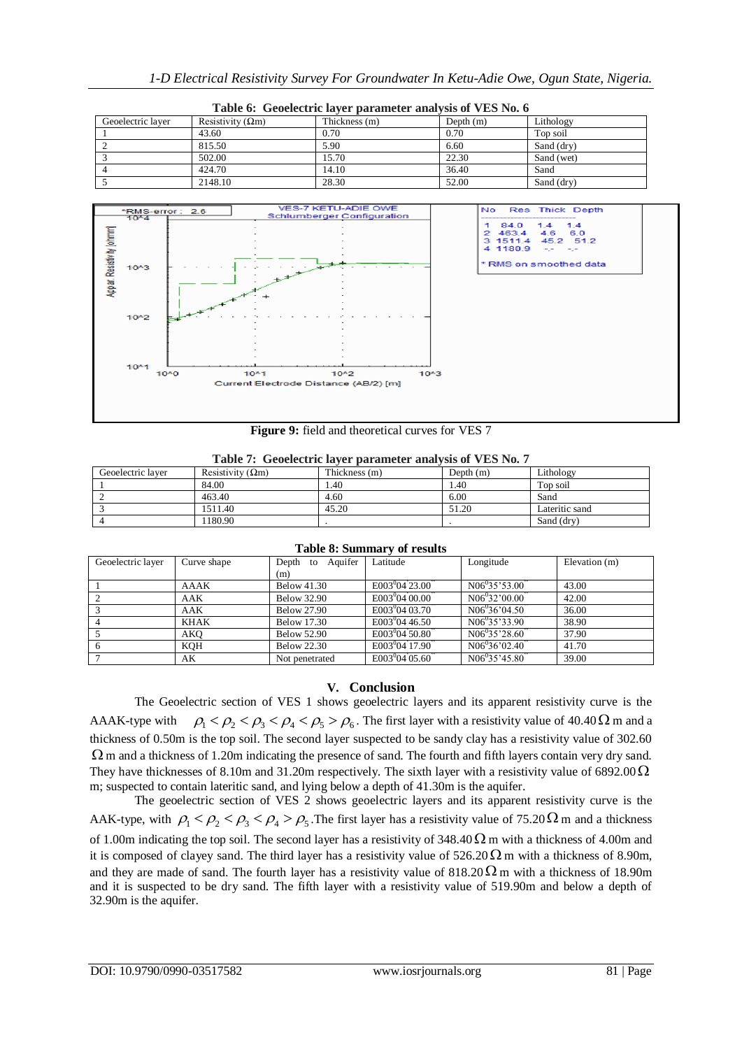**Table 6: Geoelectric layer parameter analysis of VES No. 6**

| Geoelectric layer | Resistivity (Ωm) | Thickness (m) | Depth (m) | Lithology |
|---|---|---|---|---|
| 1 | 43.60 | 0.70 | 0.70 | Top soil |
| 2 | 815.50 | 5.90 | 6.60 | Sand (dry) |
| 3 | 502.00 | 15.70 | 22.30 | Sand (wet) |
| 4 | 424.70 | 14.10 | 36.40 | Sand |
| 5 | 2148.10 | 28.30 | 52.00 | Sand (dry) |

**Figure 9:** field and theoretical curves for VES 7

**Table 7: Geoelectric layer parameter analysis of VES No. 7**

| Geoelectric layer | Resistivity (Ωm) | Thickness (m) | Depth (m) | Lithology |
|---|---|---|---|---|
| 1 | 84.00 | 1.40 | 1.40 | Top soil |
| 2 | 463.40 | 4.60 | 6.00 | Sand |
| 3 | 1511.40 | 45.20 | 51.20 | Lateritic sand |
| 4 | 1180.90 | . | . | Sand (dry) |

**Table 8: Summary of results**

| Geoelectric layer | Curve shape | Depth to Aquifer (m) | Latitude | Longitude | Elevation (m) |
|---|---|---|---|---|---|
| 1 | AAAK | Below 41.30 | E003⁰04'23.00" | N06⁰35'53.00" | 43.00 |
| 2 | AAK | Below 32.90 | E003⁰04'00.00" | N06⁰32'00.00" | 42.00 |
| 3 | AAK | Below 27.90 | E003⁰04'03.70" | N06⁰36'04.50 | 36.00 |
| 4 | KHAK | Below 17.30 | E003⁰04'46.50" | N06⁰35'33.90 | 38.90 |
| 5 | AKQ | Below 52.90 | E003⁰04'50.80" | N06⁰35'28.60" | 37.90 |
| 6 | KQH | Below 22.30 | E003⁰04'17.90" | N06⁰36'02.40" | 41.70 |
| 7 | AK | Not penetrated | E003⁰04'05.60" | N06⁰35'45.80" | 39.00 |

## V. Conclusion

The Geoelectric section of VES 1 shows geoelectric layers and its apparent resistivity curve is the AAAK-type with $\rho_1 < \rho_2 < \rho_3 < \rho_4 < \rho_5 > \rho_6$. The first layer with a resistivity value of 40.40 $\Omega$ m and a thickness of 0.50m is the top soil. The second layer suspected to be sandy clay has a resistivity value of 302.60 $\Omega$ m and a thickness of 1.20m indicating the presence of sand. The fourth and fifth layers contain very dry sand. They have thicknesses of 8.10m and 31.20m respectively. The sixth layer with a resistivity value of 6892.00 $\Omega$ m; suspected to contain lateritic sand, and lying below a depth of 41.30m is the aquifer.

The geoelectric section of VES 2 shows geoelectric layers and its apparent resistivity curve is the AAK-type, with $\rho_1 < \rho_2 < \rho_3 < \rho_4 > \rho_5$. The first layer has a resistivity value of 75.20 $\Omega$ m and a thickness of 1.00m indicating the top soil. The second layer has a resistivity of 348.40 $\Omega$ m with a thickness of 4.00m and it is composed of clayey sand. The third layer has a resistivity value of 526.20 $\Omega$ m with a thickness of 8.90m, and they are made of sand. The fourth layer has a resistivity value of 818.20 $\Omega$ m with a thickness of 18.90m and it is suspected to be dry sand. The fifth layer with a resistivity value of 519.90m and below a depth of 32.90m is the aquifer.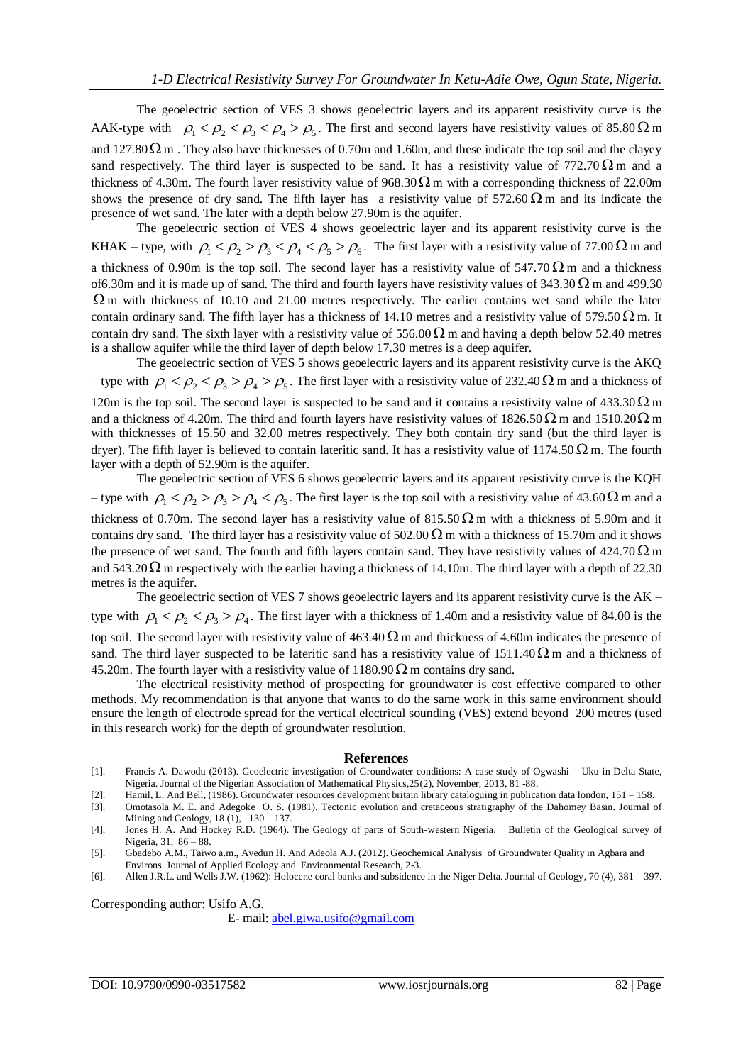The geoelectric section of VES 3 shows geoelectric layers and its apparent resistivity curve is the AAK-type with $\rho_1 < \rho_2 < \rho_3 < \rho_4 > \rho_5$. The first and second layers have resistivity values of 85.80 $\Omega$ m and 127.80 $\Omega$ m . They also have thicknesses of 0.70m and 1.60m, and these indicate the top soil and the clayey sand respectively. The third layer is suspected to be sand. It has a resistivity value of 772.70 $\Omega$ m and a thickness of 4.30m. The fourth layer resistivity value of 968.30 $\Omega$ m with a corresponding thickness of 22.00m shows the presence of dry sand. The fifth layer has a resistivity value of 572.60 $\Omega$ m and its indicate the presence of wet sand. The later with a depth below 27.90m is the aquifer.

The geoelectric section of VES 4 shows geoelectric layer and its apparent resistivity curve is the KHAK – type, with $\rho_1 < \rho_2 > \rho_3 < \rho_4 < \rho_5 > \rho_6$. The first layer with a resistivity value of 77.00 $\Omega$ m and a thickness of 0.90m is the top soil. The second layer has a resistivity value of 547.70 $\Omega$ m and a thickness of6.30m and it is made up of sand. The third and fourth layers have resistivity values of 343.30 $\Omega$ m and 499.30 $\Omega$ m with thickness of 10.10 and 21.00 metres respectively. The earlier contains wet sand while the later contain ordinary sand. The fifth layer has a thickness of 14.10 metres and a resistivity value of 579.50 $\Omega$ m. It contain dry sand. The sixth layer with a resistivity value of 556.00 $\Omega$ m and having a depth below 52.40 metres is a shallow aquifer while the third layer of depth below 17.30 metres is a deep aquifer.

The geoelectric section of VES 5 shows geoelectric layers and its apparent resistivity curve is the AKQ – type with $\rho_1 < \rho_2 < \rho_3 > \rho_4 > \rho_5$. The first layer with a resistivity value of 232.40 $\Omega$ m and a thickness of 120m is the top soil. The second layer is suspected to be sand and it contains a resistivity value of 433.30 $\Omega$ m and a thickness of 4.20m. The third and fourth layers have resistivity values of 1826.50 $\Omega$ m and 1510.20 $\Omega$ m with thicknesses of 15.50 and 32.00 metres respectively. They both contain dry sand (but the third layer is dryer). The fifth layer is believed to contain lateritic sand. It has a resistivity value of 1174.50 $\Omega$ m. The fourth layer with a depth of 52.90m is the aquifer.

The geoelectric section of VES 6 shows geoelectric layers and its apparent resistivity curve is the KQH – type with $\rho_1 < \rho_2 > \rho_3 > \rho_4 < \rho_5$. The first layer is the top soil with a resistivity value of 43.60 $\Omega$ m and a thickness of 0.70m. The second layer has a resistivity value of 815.50 $\Omega$ m with a thickness of 5.90m and it contains dry sand. The third layer has a resistivity value of 502.00 $\Omega$ m with a thickness of 15.70m and it shows the presence of wet sand. The fourth and fifth layers contain sand. They have resistivity values of 424.70 $\Omega$ m and 543.20 $\Omega$ m respectively with the earlier having a thickness of 14.10m. The third layer with a depth of 22.30 metres is the aquifer.

The geoelectric section of VES 7 shows geoelectric layers and its apparent resistivity curve is the AK – type with $\rho_1 < \rho_2 < \rho_3 > \rho_4$. The first layer with a thickness of 1.40m and a resistivity value of 84.00 is the top soil. The second layer with resistivity value of 463.40 $\Omega$ m and thickness of 4.60m indicates the presence of sand. The third layer suspected to be lateritic sand has a resistivity value of 1511.40 $\Omega$ m and a thickness of 45.20m. The fourth layer with a resistivity value of 1180.90 $\Omega$ m contains dry sand.

The electrical resistivity method of prospecting for groundwater is cost effective compared to other methods. My recommendation is that anyone that wants to do the same work in this same environment should ensure the length of electrode spread for the vertical electrical sounding (VES) extend beyond 200 metres (used in this research work) for the depth of groundwater resolution.

## References

[1]. Francis A. Dawodu (2013). Geoelectric investigation of Groundwater conditions: A case study of Ogwashi – Uku in Delta State, Nigeria. Journal of the Nigerian Association of Mathematical Physics,25(2), November, 2013, 81 -88.

[2]. Hamil, L. And Bell, (1986). Groundwater resources development britain library cataloguing in publication data london, 151 – 158.

[3]. Omotasola M. E. and Adegoke O. S. (1981). Tectonic evolution and cretaceous stratigraphy of the Dahomey Basin. Journal of Mining and Geology, 18 (1), 130 – 137.

[4]. Jones H. A. And Hockey R.D. (1964). The Geology of parts of South-western Nigeria. Bulletin of the Geological survey of Nigeria, 31, 86 – 88.

[5]. Gbadebo A.M., Taiwo a.m., Ayedun H. And Adeola A.J. (2012). Geochemical Analysis of Groundwater Quality in Agbara and Environs. Journal of Applied Ecology and Environmental Research, 2-3.

[6]. Allen J.R.L. and Wells J.W. (1962): Holocene coral banks and subsidence in the Niger Delta. Journal of Geology, 70 (4), 381 – 397.

Corresponding author: Usifo A.G.

E- mail: abel.giwa.usifo@gmail.com